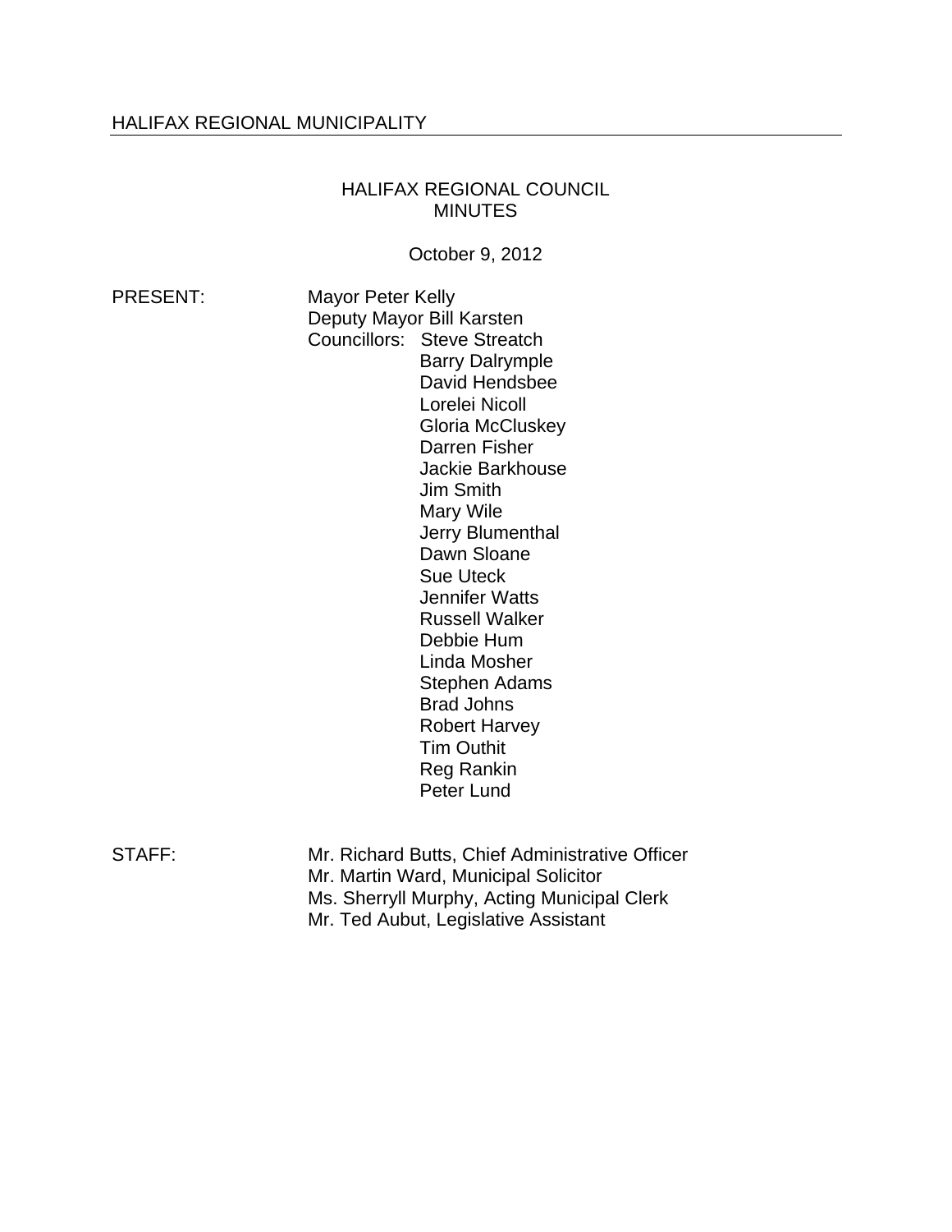HALIFAX REGIONAL MUNICIPALITY

# HALIFAX REGIONAL COUNCIL MINUTES

October 9, 2012

PRESENT: Mayor Peter Kelly
Deputy Mayor Bill Karsten
Councillors: Steve Streatch
Barry Dalrymple
David Hendsbee
Lorelei Nicoll
Gloria McCluskey
Darren Fisher
Jackie Barkhouse
Jim Smith
Mary Wile
Jerry Blumenthal
Dawn Sloane
Sue Uteck
Jennifer Watts
Russell Walker
Debbie Hum
Linda Mosher
Stephen Adams
Brad Johns
Robert Harvey
Tim Outhit
Reg Rankin
Peter Lund

STAFF: Mr. Richard Butts, Chief Administrative Officer
Mr. Martin Ward, Municipal Solicitor
Ms. Sherryll Murphy, Acting Municipal Clerk
Mr. Ted Aubut, Legislative Assistant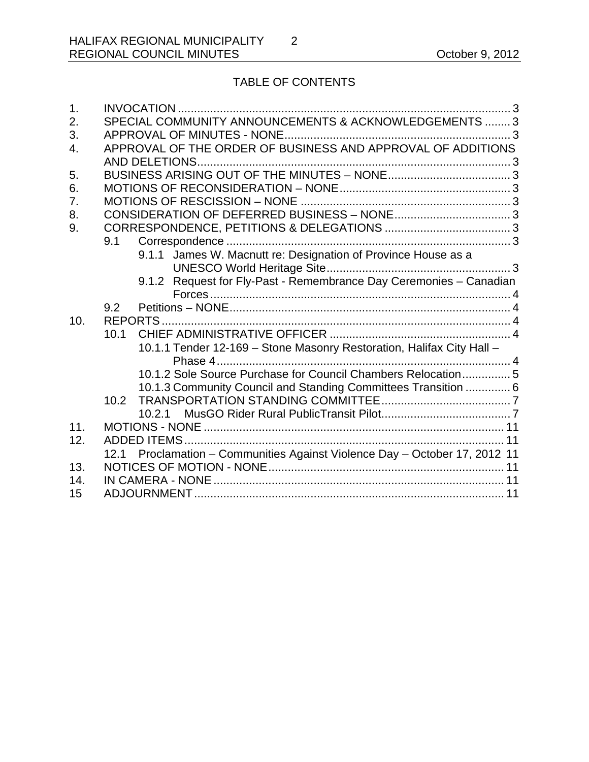## TABLE OF CONTENTS

1. INVOCATION ........................................................................................................ 3
2. SPECIAL COMMUNITY ANNOUNCEMENTS & ACKNOWLEDGEMENTS ........ 3
3. APPROVAL OF MINUTES - NONE....................................................................... 3
4. APPROVAL OF THE ORDER OF BUSINESS AND APPROVAL OF ADDITIONS AND DELETIONS.................................................................................................. 3
5. BUSINESS ARISING OUT OF THE MINUTES – NONE...................................... 3
6. MOTIONS OF RECONSIDERATION – NONE..................................................... 3
7. MOTIONS OF RESCISSION – NONE .................................................................. 3
8. CONSIDERATION OF DEFERRED BUSINESS – NONE.................................... 3
9. CORRESPONDENCE, PETITIONS & DELEGATIONS ....................................... 3
   - 9.1 Correspondence ......................................................................................... 3
     - 9.1.1 James W. Macnutt re: Designation of Province House as a UNESCO World Heritage Site.......................................................... 3
     - 9.1.2 Request for Fly-Past - Remembrance Day Ceremonies – Canadian Forces .............................................................................................. 4
   - 9.2 Petitions – NONE........................................................................................ 4
10. REPORTS ............................................................................................................. 4
    - 10.1 CHIEF ADMINISTRATIVE OFFICER ........................................................ 4
      - 10.1.1 Tender 12-169 – Stone Masonry Restoration, Halifax City Hall – Phase 4............................................................................................ 4
      - 10.1.2 Sole Source Purchase for Council Chambers Relocation............... 5
      - 10.1.3 Community Council and Standing Committees Transition .............. 6
    - 10.2 TRANSPORTATION STANDING COMMITTEE......................................... 7
      - 10.2.1 MusGO Rider Rural PublicTransit Pilot......................................... 7
11. MOTIONS - NONE ............................................................................................. 11
12. ADDED ITEMS ................................................................................................... 11
    - 12.1 Proclamation – Communities Against Violence Day – October 17, 2012 11
13. NOTICES OF MOTION - NONE......................................................................... 11
14. IN CAMERA - NONE .......................................................................................... 11
15. ADJOURNMENT................................................................................................. 11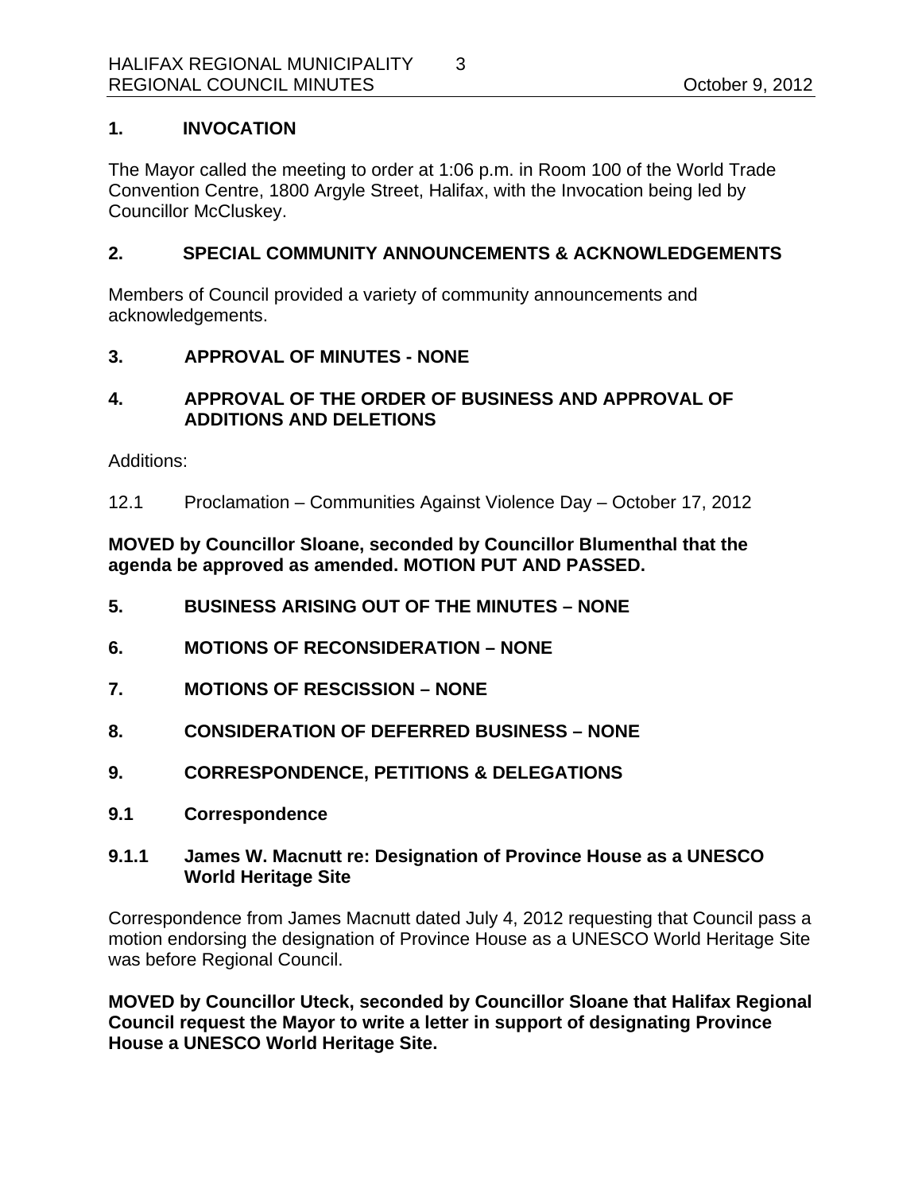## 1. INVOCATION

The Mayor called the meeting to order at 1:06 p.m. in Room 100 of the World Trade Convention Centre, 1800 Argyle Street, Halifax, with the Invocation being led by Councillor McCluskey.

## 2. SPECIAL COMMUNITY ANNOUNCEMENTS & ACKNOWLEDGEMENTS

Members of Council provided a variety of community announcements and acknowledgements.

## 3. APPROVAL OF MINUTES - NONE

## 4. APPROVAL OF THE ORDER OF BUSINESS AND APPROVAL OF ADDITIONS AND DELETIONS

Additions:

12.1 Proclamation – Communities Against Violence Day – October 17, 2012

**MOVED by Councillor Sloane, seconded by Councillor Blumenthal that the agenda be approved as amended. MOTION PUT AND PASSED.**

## 5. BUSINESS ARISING OUT OF THE MINUTES – NONE

## 6. MOTIONS OF RECONSIDERATION – NONE

## 7. MOTIONS OF RESCISSION – NONE

## 8. CONSIDERATION OF DEFERRED BUSINESS – NONE

## 9. CORRESPONDENCE, PETITIONS & DELEGATIONS

### 9.1 Correspondence

#### 9.1.1 James W. Macnutt re: Designation of Province House as a UNESCO World Heritage Site

Correspondence from James Macnutt dated July 4, 2012 requesting that Council pass a motion endorsing the designation of Province House as a UNESCO World Heritage Site was before Regional Council.

**MOVED by Councillor Uteck, seconded by Councillor Sloane that Halifax Regional Council request the Mayor to write a letter in support of designating Province House a UNESCO World Heritage Site.**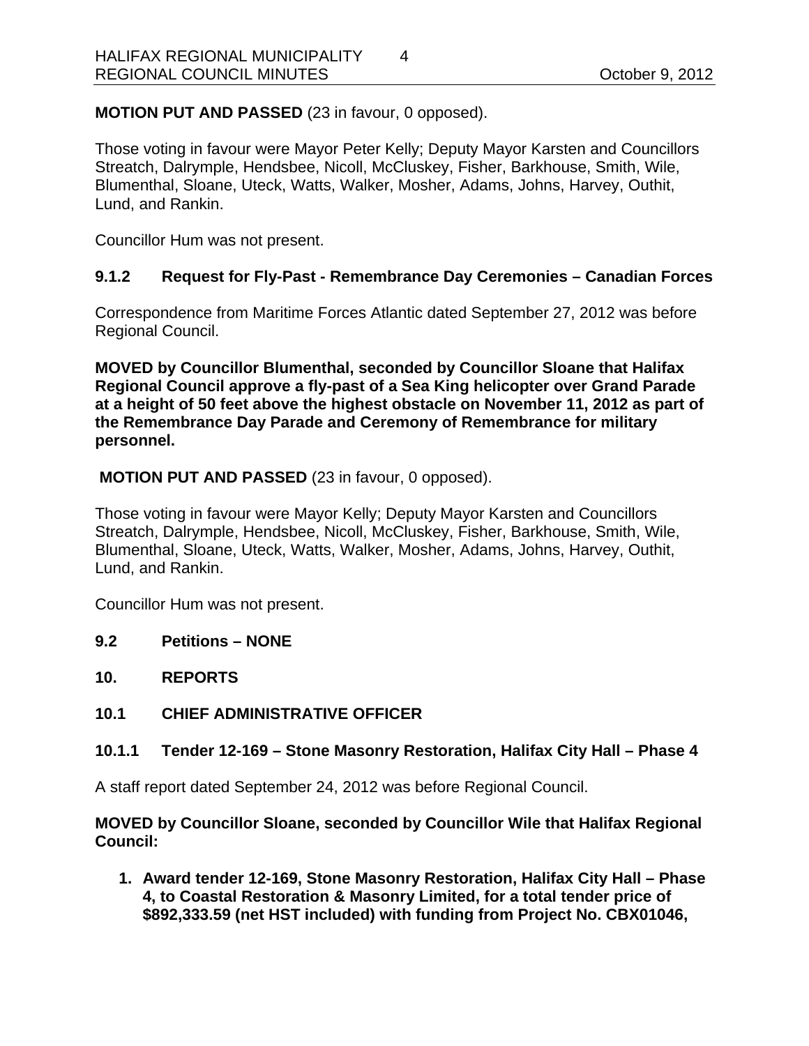**MOTION PUT AND PASSED** (23 in favour, 0 opposed).

Those voting in favour were Mayor Peter Kelly; Deputy Mayor Karsten and Councillors Streatch, Dalrymple, Hendsbee, Nicoll, McCluskey, Fisher, Barkhouse, Smith, Wile, Blumenthal, Sloane, Uteck, Watts, Walker, Mosher, Adams, Johns, Harvey, Outhit, Lund, and Rankin.

Councillor Hum was not present.

### 9.1.2 Request for Fly-Past - Remembrance Day Ceremonies – Canadian Forces

Correspondence from Maritime Forces Atlantic dated September 27, 2012 was before Regional Council.

**MOVED by Councillor Blumenthal, seconded by Councillor Sloane that Halifax Regional Council approve a fly-past of a Sea King helicopter over Grand Parade at a height of 50 feet above the highest obstacle on November 11, 2012 as part of the Remembrance Day Parade and Ceremony of Remembrance for military personnel.**

**MOTION PUT AND PASSED** (23 in favour, 0 opposed).

Those voting in favour were Mayor Kelly; Deputy Mayor Karsten and Councillors Streatch, Dalrymple, Hendsbee, Nicoll, McCluskey, Fisher, Barkhouse, Smith, Wile, Blumenthal, Sloane, Uteck, Watts, Walker, Mosher, Adams, Johns, Harvey, Outhit, Lund, and Rankin.

Councillor Hum was not present.

### 9.2 Petitions – NONE

## 10. REPORTS

### 10.1 CHIEF ADMINISTRATIVE OFFICER

### 10.1.1 Tender 12-169 – Stone Masonry Restoration, Halifax City Hall – Phase 4

A staff report dated September 24, 2012 was before Regional Council.

**MOVED by Councillor Sloane, seconded by Councillor Wile that Halifax Regional Council:**

1. **Award tender 12-169, Stone Masonry Restoration, Halifax City Hall – Phase 4, to Coastal Restoration & Masonry Limited, for a total tender price of $892,333.59 (net HST included) with funding from Project No. CBX01046,**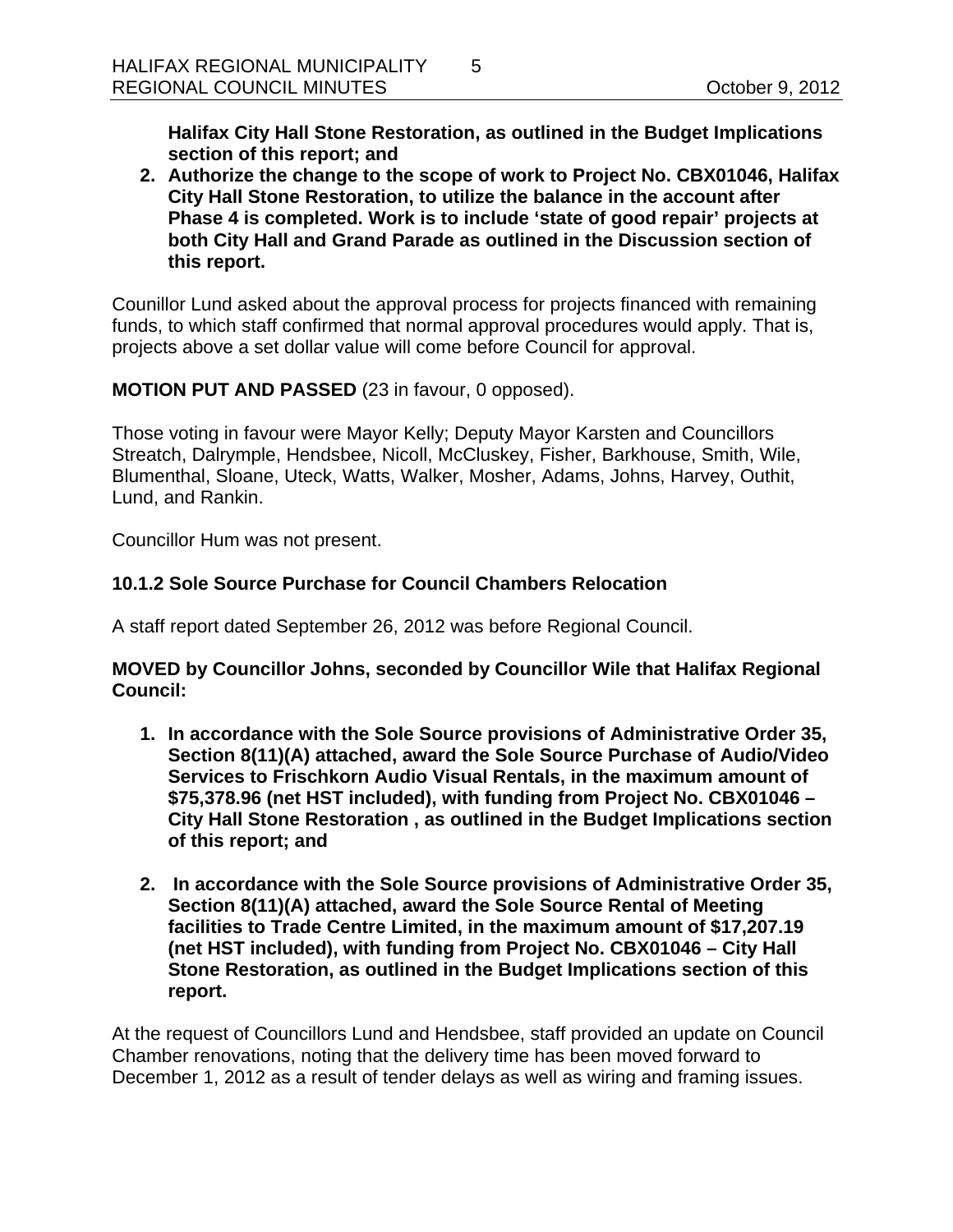**Halifax City Hall Stone Restoration, as outlined in the Budget Implications section of this report; and**

2. **Authorize the change to the scope of work to Project No. CBX01046, Halifax City Hall Stone Restoration, to utilize the balance in the account after Phase 4 is completed. Work is to include 'state of good repair' projects at both City Hall and Grand Parade as outlined in the Discussion section of this report.**

Counillor Lund asked about the approval process for projects financed with remaining funds, to which staff confirmed that normal approval procedures would apply. That is, projects above a set dollar value will come before Council for approval.

**MOTION PUT AND PASSED** (23 in favour, 0 opposed).

Those voting in favour were Mayor Kelly; Deputy Mayor Karsten and Councillors Streatch, Dalrymple, Hendsbee, Nicoll, McCluskey, Fisher, Barkhouse, Smith, Wile, Blumenthal, Sloane, Uteck, Watts, Walker, Mosher, Adams, Johns, Harvey, Outhit, Lund, and Rankin.

Councillor Hum was not present.

### 10.1.2 Sole Source Purchase for Council Chambers Relocation

A staff report dated September 26, 2012 was before Regional Council.

**MOVED by Councillor Johns, seconded by Councillor Wile that Halifax Regional Council:**

1. **In accordance with the Sole Source provisions of Administrative Order 35, Section 8(11)(A) attached, award the Sole Source Purchase of Audio/Video Services to Frischkorn Audio Visual Rentals, in the maximum amount of $75,378.96 (net HST included), with funding from Project No. CBX01046 – City Hall Stone Restoration , as outlined in the Budget Implications section of this report; and**

2. **In accordance with the Sole Source provisions of Administrative Order 35, Section 8(11)(A) attached, award the Sole Source Rental of Meeting facilities to Trade Centre Limited, in the maximum amount of $17,207.19 (net HST included), with funding from Project No. CBX01046 – City Hall Stone Restoration, as outlined in the Budget Implications section of this report.**

At the request of Councillors Lund and Hendsbee, staff provided an update on Council Chamber renovations, noting that the delivery time has been moved forward to December 1, 2012 as a result of tender delays as well as wiring and framing issues.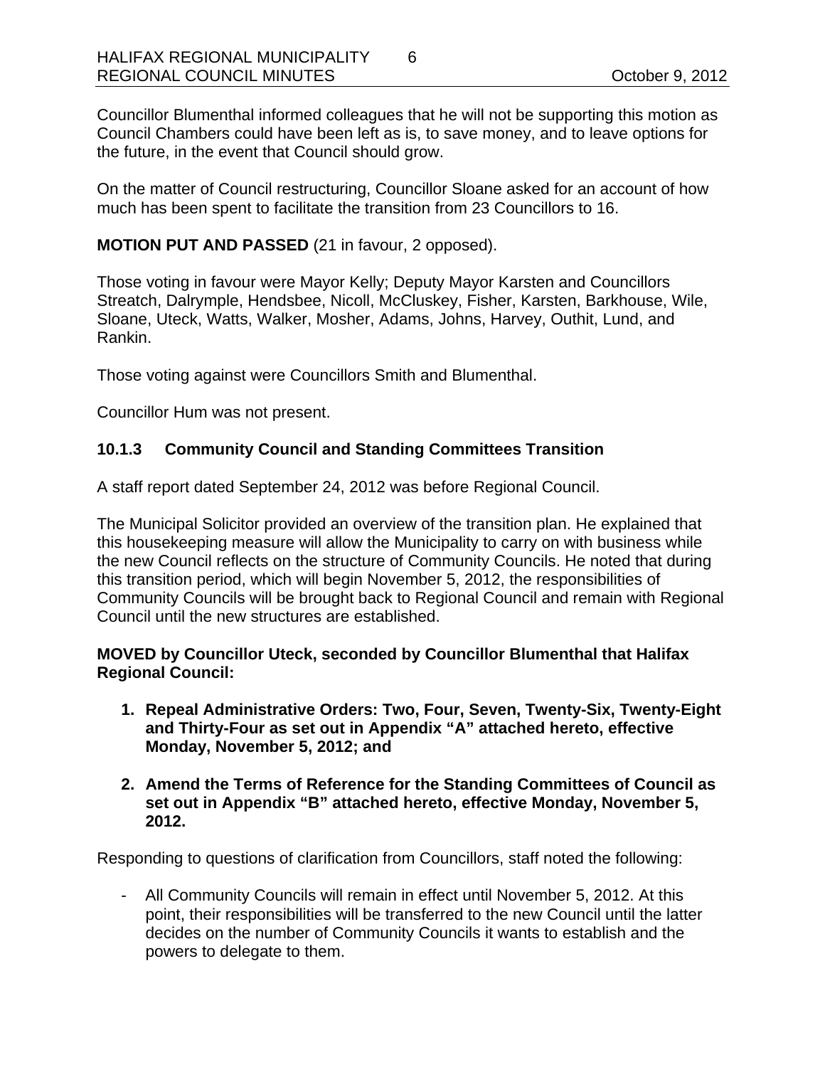Councillor Blumenthal informed colleagues that he will not be supporting this motion as Council Chambers could have been left as is, to save money, and to leave options for the future, in the event that Council should grow.

On the matter of Council restructuring, Councillor Sloane asked for an account of how much has been spent to facilitate the transition from 23 Councillors to 16.

**MOTION PUT AND PASSED** (21 in favour, 2 opposed).

Those voting in favour were Mayor Kelly; Deputy Mayor Karsten and Councillors Streatch, Dalrymple, Hendsbee, Nicoll, McCluskey, Fisher, Karsten, Barkhouse, Wile, Sloane, Uteck, Watts, Walker, Mosher, Adams, Johns, Harvey, Outhit, Lund, and Rankin.

Those voting against were Councillors Smith and Blumenthal.

Councillor Hum was not present.

### 10.1.3 Community Council and Standing Committees Transition

A staff report dated September 24, 2012 was before Regional Council.

The Municipal Solicitor provided an overview of the transition plan. He explained that this housekeeping measure will allow the Municipality to carry on with business while the new Council reflects on the structure of Community Councils. He noted that during this transition period, which will begin November 5, 2012, the responsibilities of Community Councils will be brought back to Regional Council and remain with Regional Council until the new structures are established.

**MOVED by Councillor Uteck, seconded by Councillor Blumenthal that Halifax Regional Council:**

1. **Repeal Administrative Orders: Two, Four, Seven, Twenty-Six, Twenty-Eight and Thirty-Four as set out in Appendix "A" attached hereto, effective Monday, November 5, 2012; and**

2. **Amend the Terms of Reference for the Standing Committees of Council as set out in Appendix "B" attached hereto, effective Monday, November 5, 2012.**

Responding to questions of clarification from Councillors, staff noted the following:

- All Community Councils will remain in effect until November 5, 2012. At this point, their responsibilities will be transferred to the new Council until the latter decides on the number of Community Councils it wants to establish and the powers to delegate to them.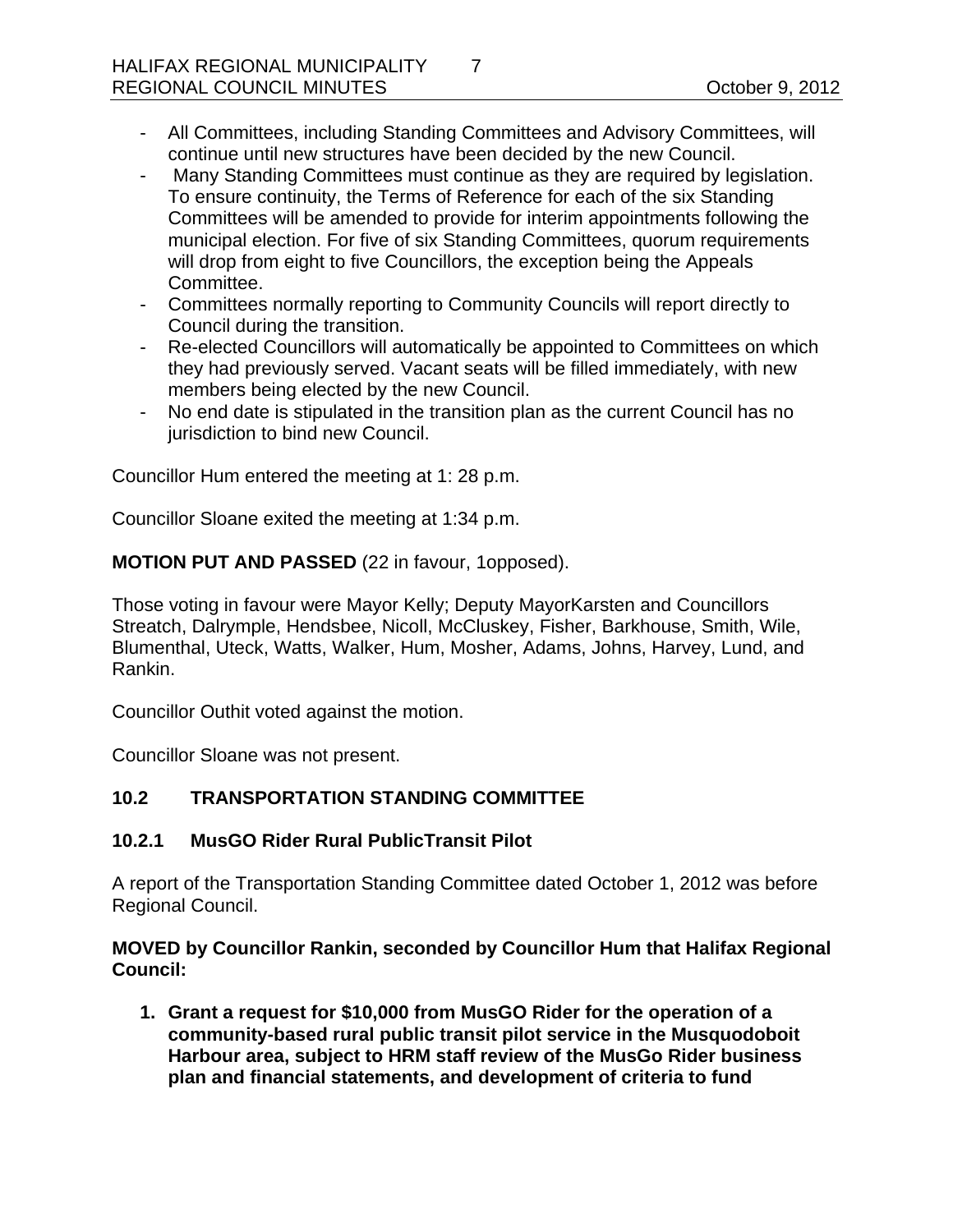- All Committees, including Standing Committees and Advisory Committees, will continue until new structures have been decided by the new Council.
- Many Standing Committees must continue as they are required by legislation. To ensure continuity, the Terms of Reference for each of the six Standing Committees will be amended to provide for interim appointments following the municipal election. For five of six Standing Committees, quorum requirements will drop from eight to five Councillors, the exception being the Appeals Committee.
- Committees normally reporting to Community Councils will report directly to Council during the transition.
- Re-elected Councillors will automatically be appointed to Committees on which they had previously served. Vacant seats will be filled immediately, with new members being elected by the new Council.
- No end date is stipulated in the transition plan as the current Council has no jurisdiction to bind new Council.

Councillor Hum entered the meeting at 1: 28 p.m.

Councillor Sloane exited the meeting at 1:34 p.m.

**MOTION PUT AND PASSED** (22 in favour, 1opposed).

Those voting in favour were Mayor Kelly; Deputy MayorKarsten and Councillors Streatch, Dalrymple, Hendsbee, Nicoll, McCluskey, Fisher, Barkhouse, Smith, Wile, Blumenthal, Uteck, Watts, Walker, Hum, Mosher, Adams, Johns, Harvey, Lund, and Rankin.

Councillor Outhit voted against the motion.

Councillor Sloane was not present.

## 10.2 TRANSPORTATION STANDING COMMITTEE

### 10.2.1 MusGO Rider Rural PublicTransit Pilot

A report of the Transportation Standing Committee dated October 1, 2012 was before Regional Council.

**MOVED by Councillor Rankin, seconded by Councillor Hum that Halifax Regional Council:**

1. **Grant a request for $10,000 from MusGO Rider for the operation of a community-based rural public transit pilot service in the Musquodoboit Harbour area, subject to HRM staff review of the MusGo Rider business plan and financial statements, and development of criteria to fund**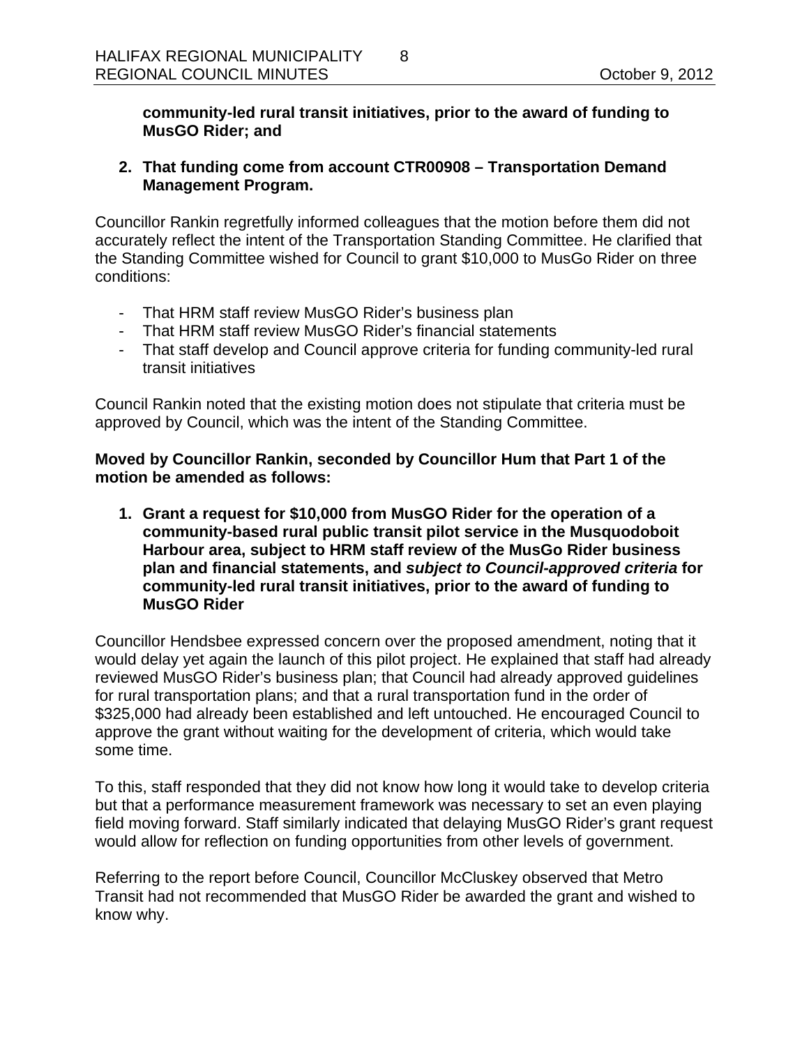**community-led rural transit initiatives, prior to the award of funding to MusGO Rider; and**

2. **That funding come from account CTR00908 – Transportation Demand Management Program.**

Councillor Rankin regretfully informed colleagues that the motion before them did not accurately reflect the intent of the Transportation Standing Committee. He clarified that the Standing Committee wished for Council to grant $10,000 to MusGo Rider on three conditions:

- That HRM staff review MusGO Rider's business plan
- That HRM staff review MusGO Rider's financial statements
- That staff develop and Council approve criteria for funding community-led rural transit initiatives

Council Rankin noted that the existing motion does not stipulate that criteria must be approved by Council, which was the intent of the Standing Committee.

**Moved by Councillor Rankin, seconded by Councillor Hum that Part 1 of the motion be amended as follows:**

1. **Grant a request for $10,000 from MusGO Rider for the operation of a community-based rural public transit pilot service in the Musquodoboit Harbour area, subject to HRM staff review of the MusGo Rider business plan and financial statements, and *subject to Council-approved criteria* for community-led rural transit initiatives, prior to the award of funding to MusGO Rider**

Councillor Hendsbee expressed concern over the proposed amendment, noting that it would delay yet again the launch of this pilot project. He explained that staff had already reviewed MusGO Rider's business plan; that Council had already approved guidelines for rural transportation plans; and that a rural transportation fund in the order of $325,000 had already been established and left untouched. He encouraged Council to approve the grant without waiting for the development of criteria, which would take some time.

To this, staff responded that they did not know how long it would take to develop criteria but that a performance measurement framework was necessary to set an even playing field moving forward. Staff similarly indicated that delaying MusGO Rider's grant request would allow for reflection on funding opportunities from other levels of government.

Referring to the report before Council, Councillor McCluskey observed that Metro Transit had not recommended that MusGO Rider be awarded the grant and wished to know why.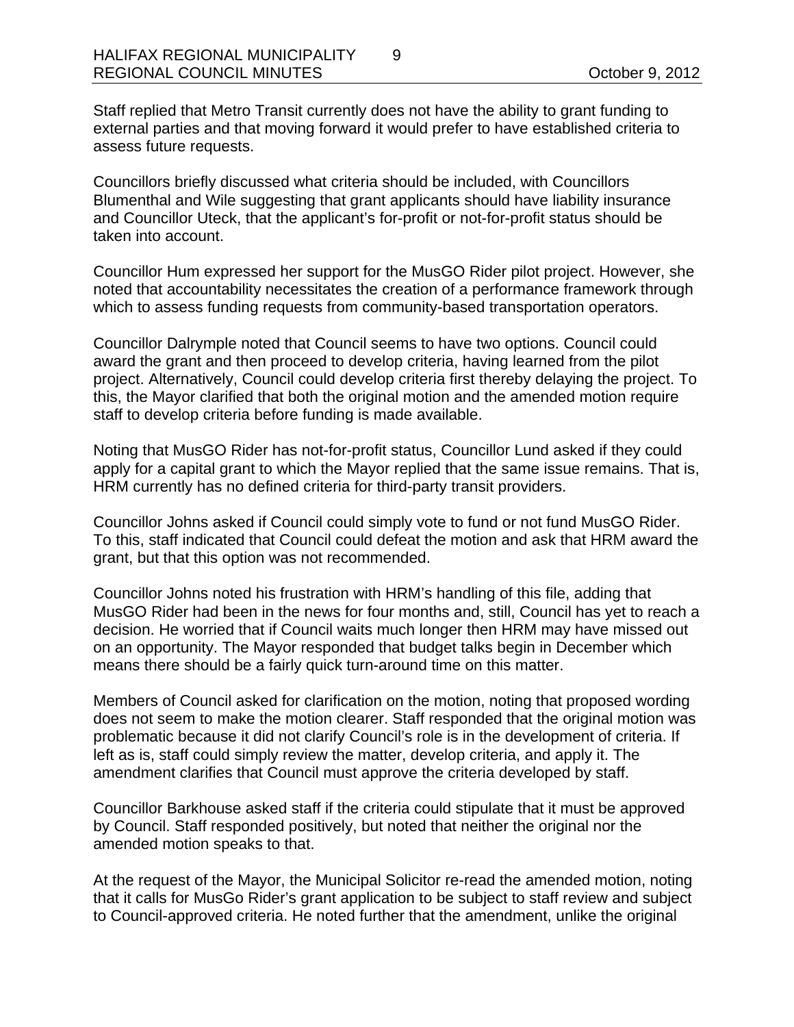Staff replied that Metro Transit currently does not have the ability to grant funding to external parties and that moving forward it would prefer to have established criteria to assess future requests.

Councillors briefly discussed what criteria should be included, with Councillors Blumenthal and Wile suggesting that grant applicants should have liability insurance and Councillor Uteck, that the applicant's for-profit or not-for-profit status should be taken into account.

Councillor Hum expressed her support for the MusGO Rider pilot project. However, she noted that accountability necessitates the creation of a performance framework through which to assess funding requests from community-based transportation operators.

Councillor Dalrymple noted that Council seems to have two options. Council could award the grant and then proceed to develop criteria, having learned from the pilot project. Alternatively, Council could develop criteria first thereby delaying the project. To this, the Mayor clarified that both the original motion and the amended motion require staff to develop criteria before funding is made available.

Noting that MusGO Rider has not-for-profit status, Councillor Lund asked if they could apply for a capital grant to which the Mayor replied that the same issue remains. That is, HRM currently has no defined criteria for third-party transit providers.

Councillor Johns asked if Council could simply vote to fund or not fund MusGO Rider. To this, staff indicated that Council could defeat the motion and ask that HRM award the grant, but that this option was not recommended.

Councillor Johns noted his frustration with HRM's handling of this file, adding that MusGO Rider had been in the news for four months and, still, Council has yet to reach a decision. He worried that if Council waits much longer then HRM may have missed out on an opportunity. The Mayor responded that budget talks begin in December which means there should be a fairly quick turn-around time on this matter.

Members of Council asked for clarification on the motion, noting that proposed wording does not seem to make the motion clearer. Staff responded that the original motion was problematic because it did not clarify Council's role is in the development of criteria. If left as is, staff could simply review the matter, develop criteria, and apply it. The amendment clarifies that Council must approve the criteria developed by staff.

Councillor Barkhouse asked staff if the criteria could stipulate that it must be approved by Council. Staff responded positively, but noted that neither the original nor the amended motion speaks to that.

At the request of the Mayor, the Municipal Solicitor re-read the amended motion, noting that it calls for MusGo Rider's grant application to be subject to staff review and subject to Council-approved criteria. He noted further that the amendment, unlike the original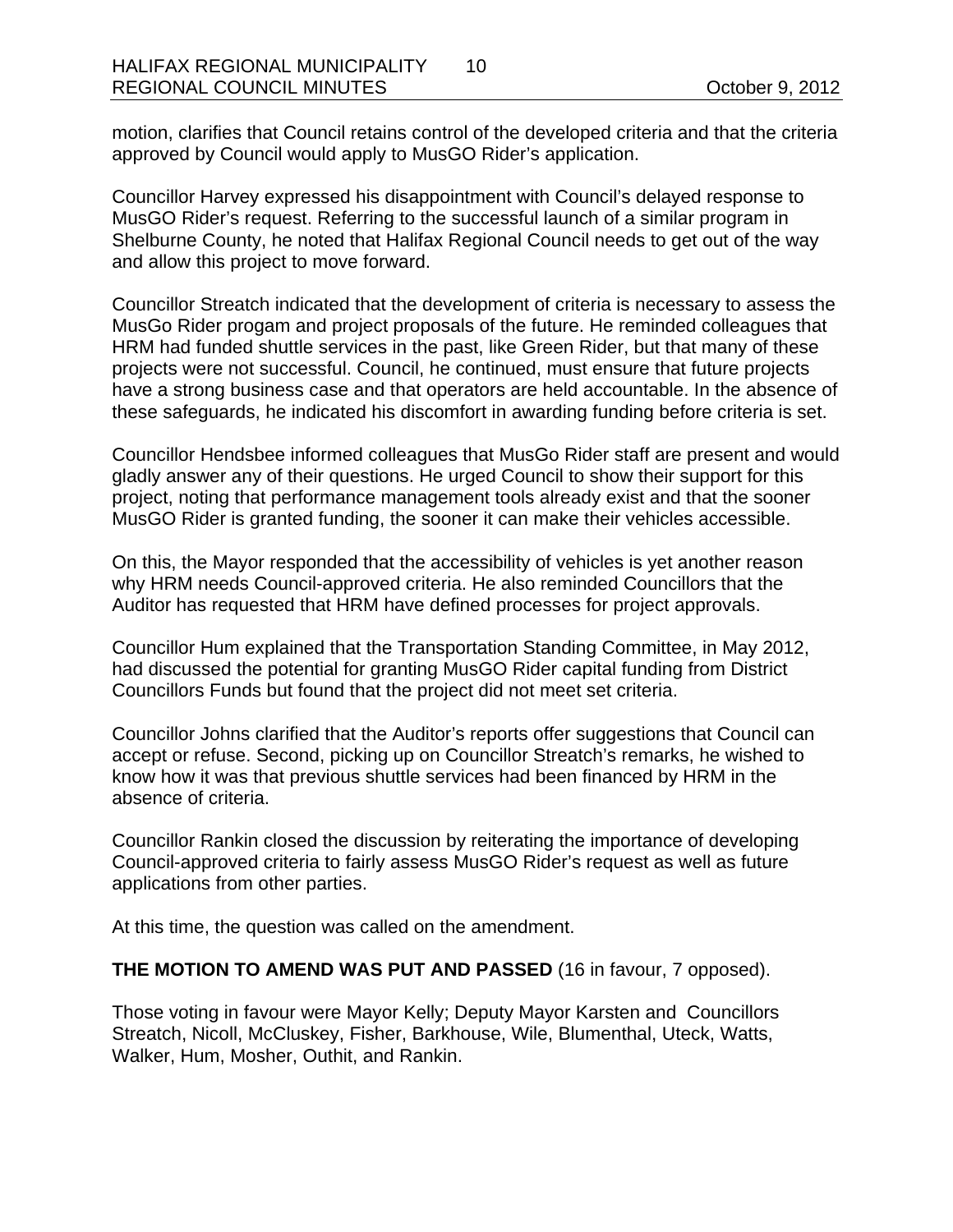motion, clarifies that Council retains control of the developed criteria and that the criteria approved by Council would apply to MusGO Rider's application.

Councillor Harvey expressed his disappointment with Council's delayed response to MusGO Rider's request. Referring to the successful launch of a similar program in Shelburne County, he noted that Halifax Regional Council needs to get out of the way and allow this project to move forward.

Councillor Streatch indicated that the development of criteria is necessary to assess the MusGo Rider progam and project proposals of the future. He reminded colleagues that HRM had funded shuttle services in the past, like Green Rider, but that many of these projects were not successful. Council, he continued, must ensure that future projects have a strong business case and that operators are held accountable. In the absence of these safeguards, he indicated his discomfort in awarding funding before criteria is set.

Councillor Hendsbee informed colleagues that MusGo Rider staff are present and would gladly answer any of their questions. He urged Council to show their support for this project, noting that performance management tools already exist and that the sooner MusGO Rider is granted funding, the sooner it can make their vehicles accessible.

On this, the Mayor responded that the accessibility of vehicles is yet another reason why HRM needs Council-approved criteria. He also reminded Councillors that the Auditor has requested that HRM have defined processes for project approvals.

Councillor Hum explained that the Transportation Standing Committee, in May 2012, had discussed the potential for granting MusGO Rider capital funding from District Councillors Funds but found that the project did not meet set criteria.

Councillor Johns clarified that the Auditor's reports offer suggestions that Council can accept or refuse. Second, picking up on Councillor Streatch's remarks, he wished to know how it was that previous shuttle services had been financed by HRM in the absence of criteria.

Councillor Rankin closed the discussion by reiterating the importance of developing Council-approved criteria to fairly assess MusGO Rider's request as well as future applications from other parties.

At this time, the question was called on the amendment.

**THE MOTION TO AMEND WAS PUT AND PASSED** (16 in favour, 7 opposed).

Those voting in favour were Mayor Kelly; Deputy Mayor Karsten and Councillors Streatch, Nicoll, McCluskey, Fisher, Barkhouse, Wile, Blumenthal, Uteck, Watts, Walker, Hum, Mosher, Outhit, and Rankin.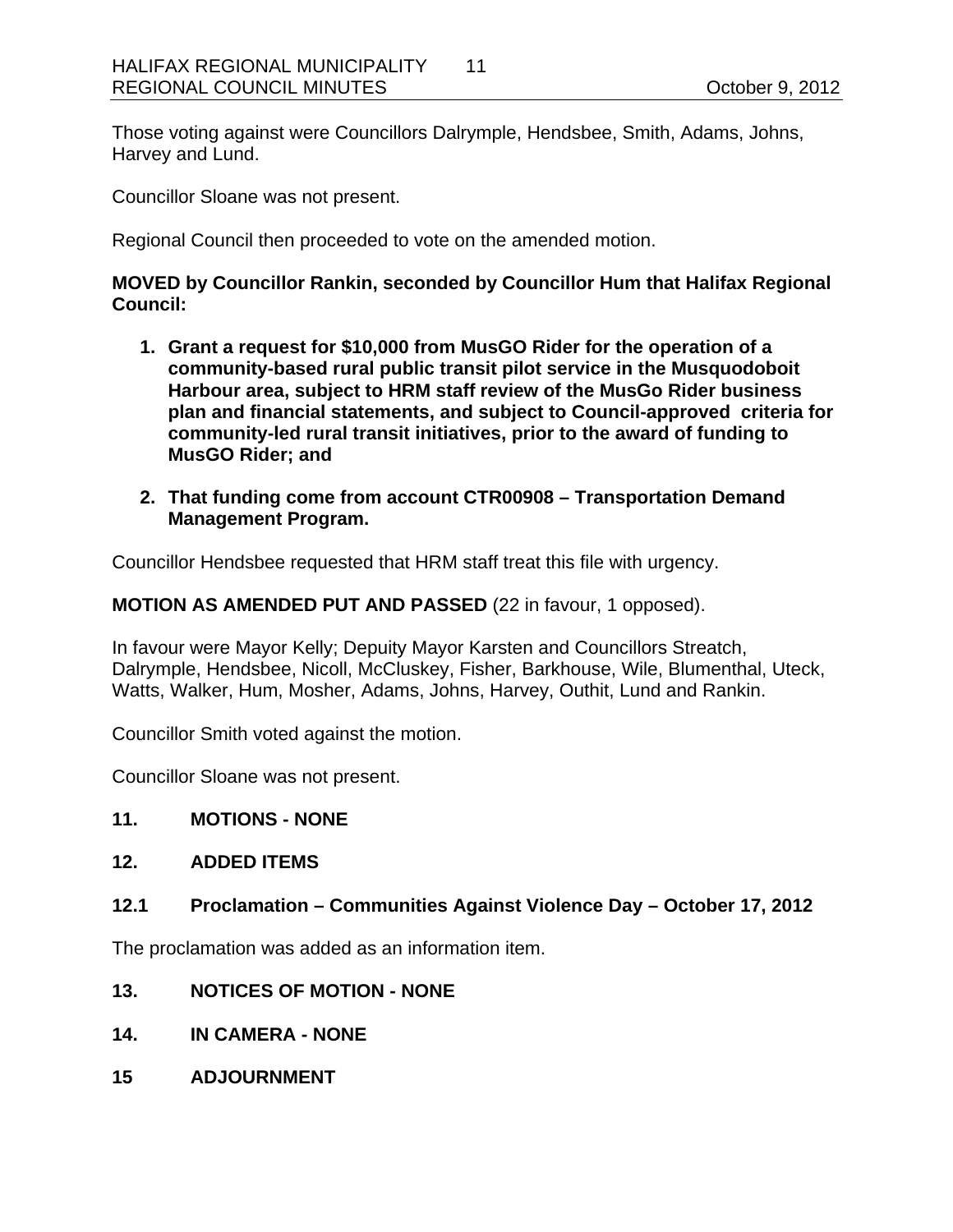Those voting against were Councillors Dalrymple, Hendsbee, Smith, Adams, Johns, Harvey and Lund.

Councillor Sloane was not present.

Regional Council then proceeded to vote on the amended motion.

**MOVED by Councillor Rankin, seconded by Councillor Hum that Halifax Regional Council:**

1. **Grant a request for $10,000 from MusGO Rider for the operation of a community-based rural public transit pilot service in the Musquodoboit Harbour area, subject to HRM staff review of the MusGo Rider business plan and financial statements, and subject to Council-approved criteria for community-led rural transit initiatives, prior to the award of funding to MusGO Rider; and**

2. **That funding come from account CTR00908 – Transportation Demand Management Program.**

Councillor Hendsbee requested that HRM staff treat this file with urgency.

**MOTION AS AMENDED PUT AND PASSED** (22 in favour, 1 opposed).

In favour were Mayor Kelly; Depuity Mayor Karsten and Councillors Streatch, Dalrymple, Hendsbee, Nicoll, McCluskey, Fisher, Barkhouse, Wile, Blumenthal, Uteck, Watts, Walker, Hum, Mosher, Adams, Johns, Harvey, Outhit, Lund and Rankin.

Councillor Smith voted against the motion.

Councillor Sloane was not present.

## 11. MOTIONS - NONE

## 12. ADDED ITEMS

### 12.1 Proclamation – Communities Against Violence Day – October 17, 2012

The proclamation was added as an information item.

## 13. NOTICES OF MOTION - NONE

## 14. IN CAMERA - NONE

## 15 ADJOURNMENT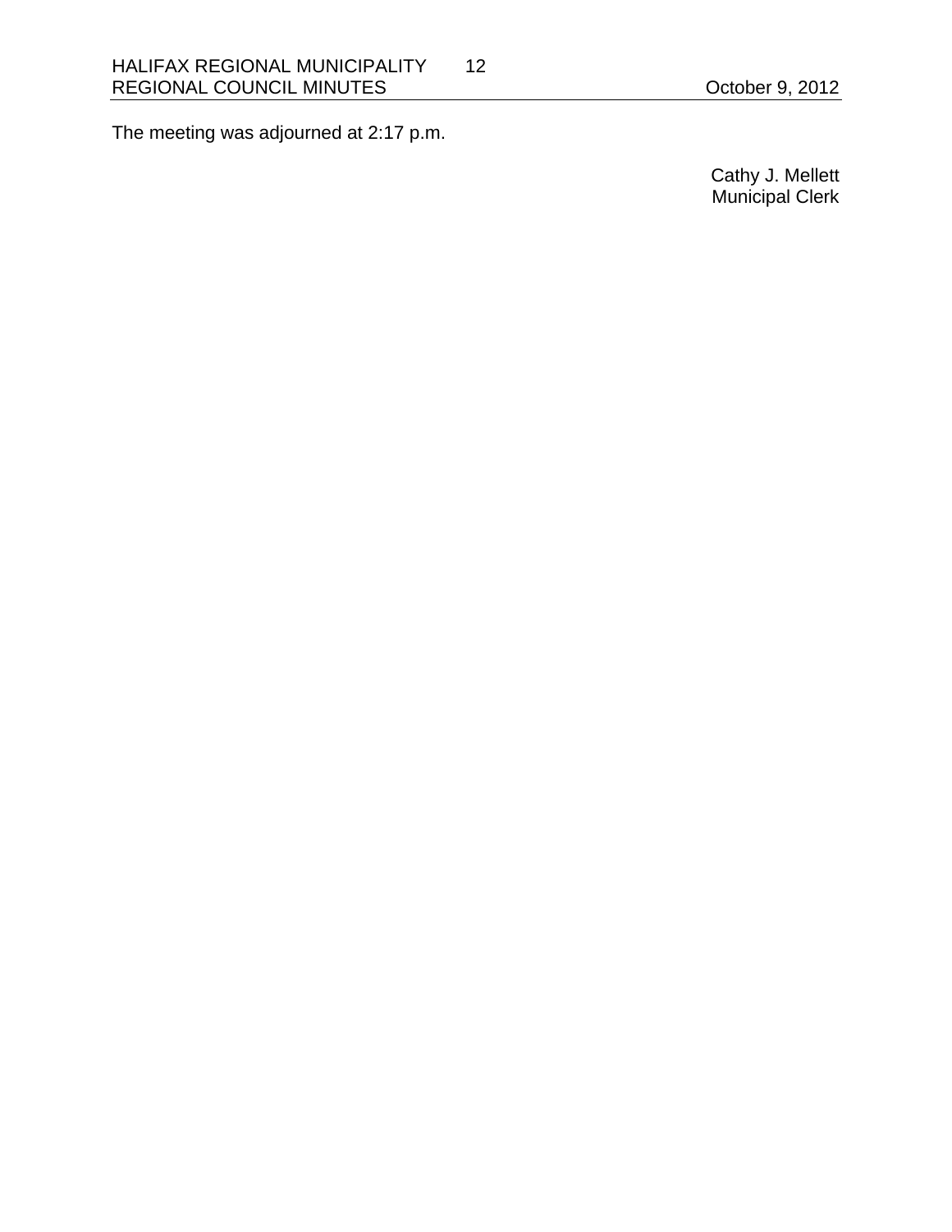The meeting was adjourned at 2:17 p.m.

Cathy J. Mellett
Municipal Clerk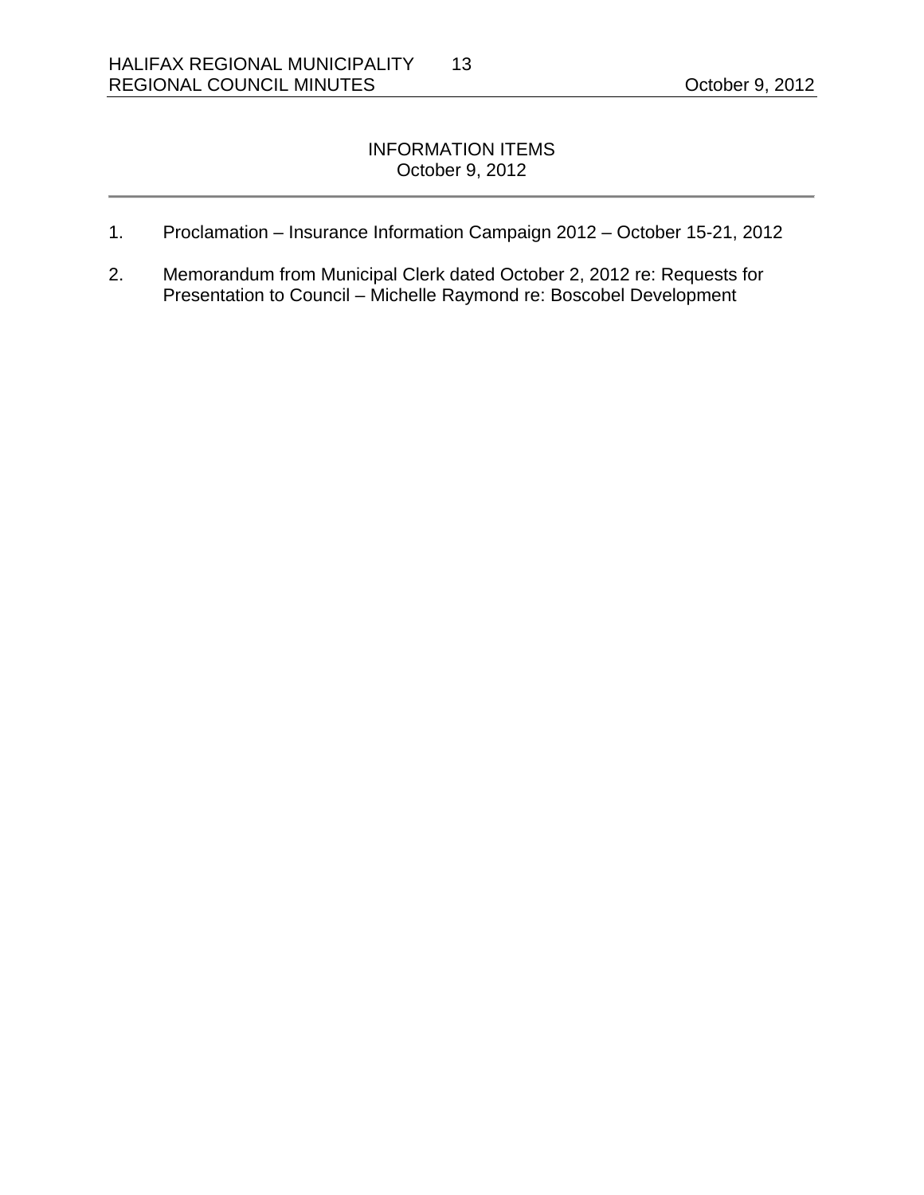# INFORMATION ITEMS
October 9, 2012

---

1. Proclamation – Insurance Information Campaign 2012 – October 15-21, 2012

2. Memorandum from Municipal Clerk dated October 2, 2012 re: Requests for Presentation to Council – Michelle Raymond re: Boscobel Development